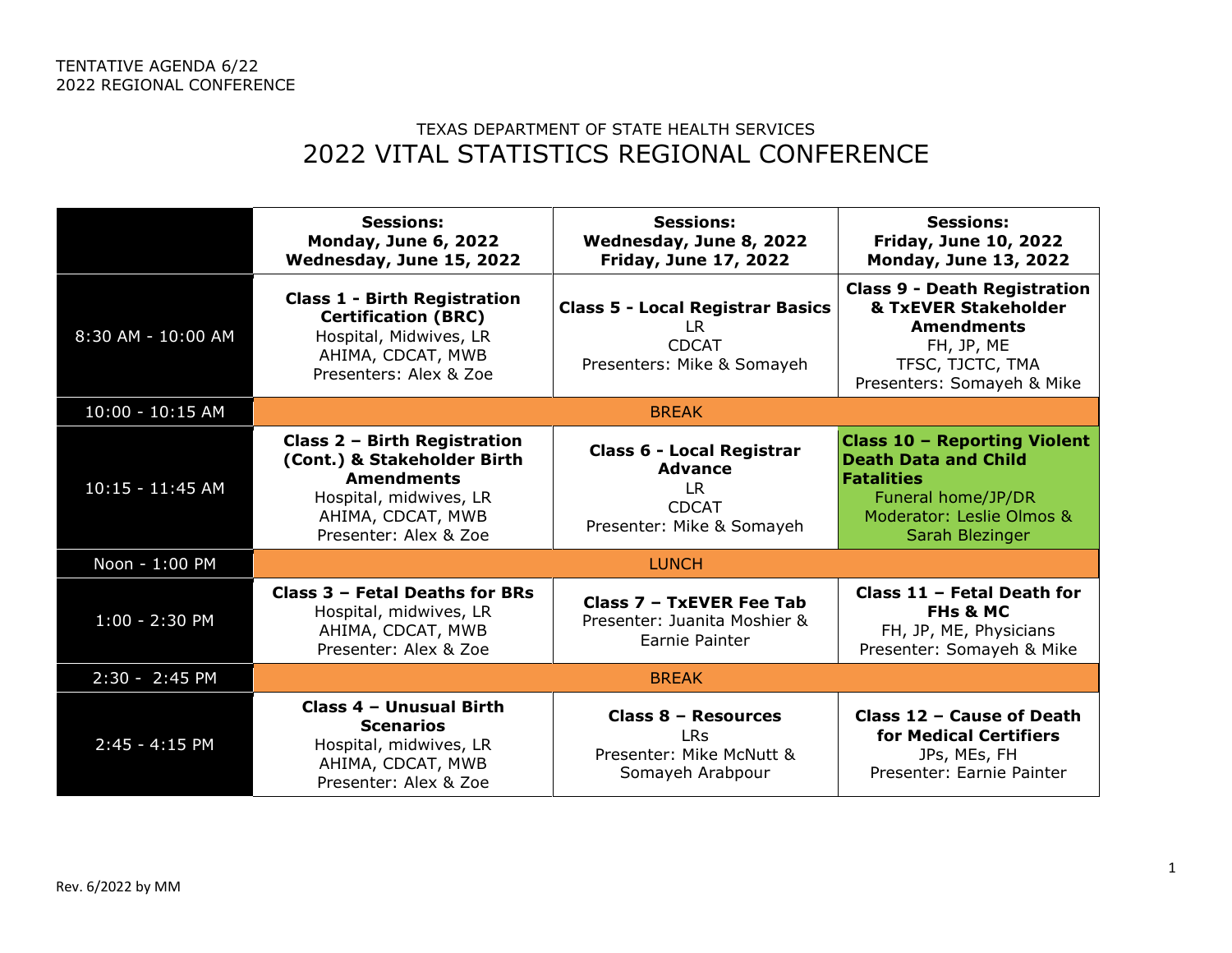TENTATIVE AGENDA 6/22
2022 REGIONAL CONFERENCE

TEXAS DEPARTMENT OF STATE HEALTH SERVICES

# 2022 VITAL STATISTICS REGIONAL CONFERENCE

| | **Sessions:** **Monday, June 6, 2022** **Wednesday, June 15, 2022** | **Sessions:** **Wednesday, June 8, 2022** **Friday, June 17, 2022** | **Sessions:** **Friday, June 10, 2022** **Monday, June 13, 2022** |
|---|---|---|---|
| 8:30 AM - 10:00 AM | **Class 1 - Birth Registration Certification (BRC)** Hospital, Midwives, LR AHIMA, CDCAT, MWB Presenters: Alex & Zoe | **Class 5 - Local Registrar Basics** LR CDCAT Presenters: Mike & Somayeh | **Class 9 - Death Registration & TxEVER Stakeholder Amendments** FH, JP, ME TFSC, TJCTC, TMA Presenters: Somayeh & Mike |
| 10:00 - 10:15 AM | BREAK | | |
| 10:15 - 11:45 AM | **Class 2 – Birth Registration (Cont.) & Stakeholder Birth Amendments** Hospital, midwives, LR AHIMA, CDCAT, MWB Presenter: Alex & Zoe | **Class 6 - Local Registrar Advance** LR CDCAT Presenter: Mike & Somayeh | **Class 10 – Reporting Violent Death Data and Child Fatalities** Funeral home/JP/DR Moderator: Leslie Olmos & Sarah Blezinger |
| Noon - 1:00 PM | LUNCH | | |
| 1:00 - 2:30 PM | **Class 3 – Fetal Deaths for BRs** Hospital, midwives, LR AHIMA, CDCAT, MWB Presenter: Alex & Zoe | **Class 7 – TxEVER Fee Tab** Presenter: Juanita Moshier & Earnie Painter | **Class 11 – Fetal Death for FHs & MC** FH, JP, ME, Physicians Presenter: Somayeh & Mike |
| 2:30 - 2:45 PM | BREAK | | |
| 2:45 - 4:15 PM | **Class 4 – Unusual Birth Scenarios** Hospital, midwives, LR AHIMA, CDCAT, MWB Presenter: Alex & Zoe | **Class 8 – Resources** LRs Presenter: Mike McNutt & Somayeh Arabpour | **Class 12 – Cause of Death for Medical Certifiers** JPs, MEs, FH Presenter: Earnie Painter |

Rev. 6/2022 by MM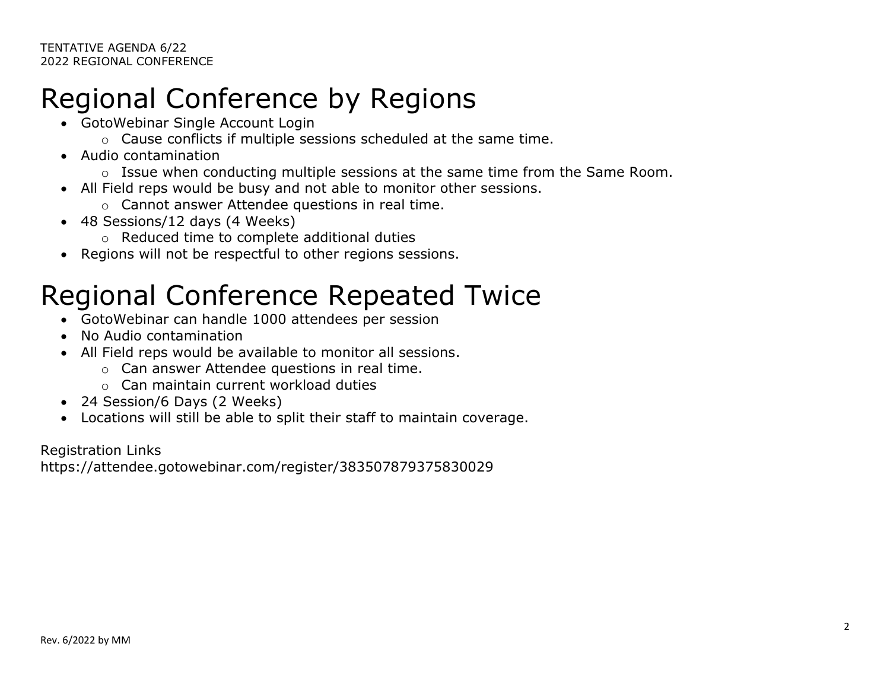# Regional Conference by Regions

- GotoWebinar Single Account Login
  - Cause conflicts if multiple sessions scheduled at the same time.
- Audio contamination
  - Issue when conducting multiple sessions at the same time from the Same Room.
- All Field reps would be busy and not able to monitor other sessions.
  - Cannot answer Attendee questions in real time.
- 48 Sessions/12 days (4 Weeks)
  - Reduced time to complete additional duties
- Regions will not be respectful to other regions sessions.

# Regional Conference Repeated Twice

- GotoWebinar can handle 1000 attendees per session
- No Audio contamination
- All Field reps would be available to monitor all sessions.
  - Can answer Attendee questions in real time.
  - Can maintain current workload duties
- 24 Session/6 Days (2 Weeks)
- Locations will still be able to split their staff to maintain coverage.

Registration Links
https://attendee.gotowebinar.com/register/383507879375830029